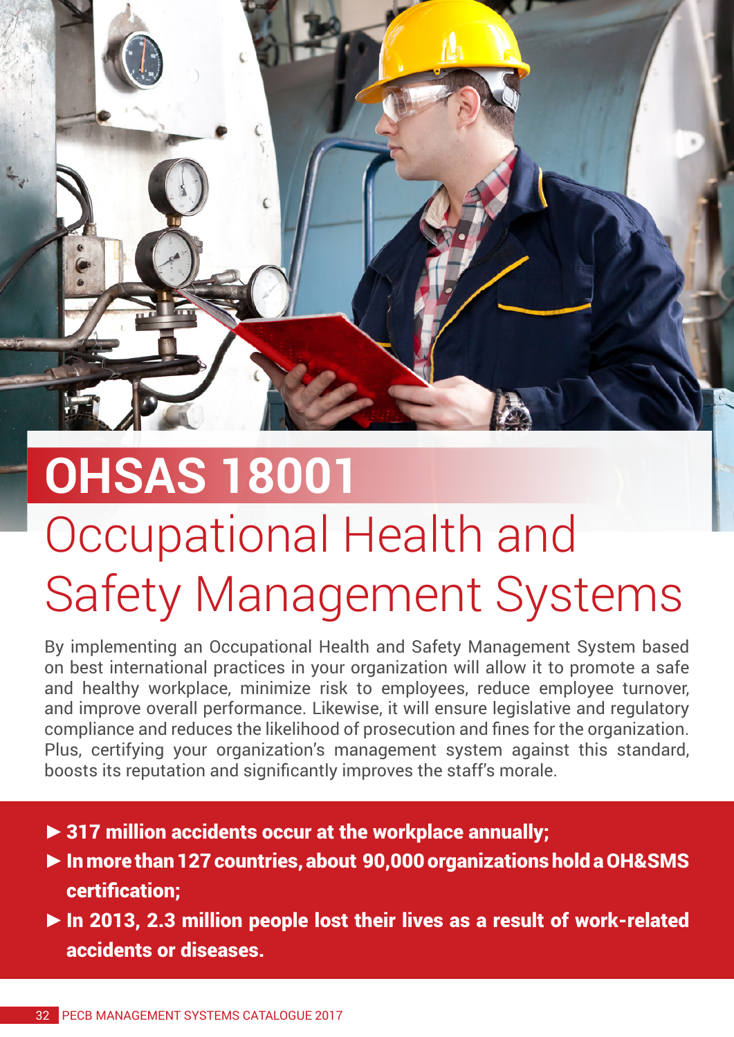# OHSAS 18001

## Occupational Health and Safety Management Systems

By implementing an Occupational Health and Safety Management System based on best international practices in your organization will allow it to promote a safe and healthy workplace, minimize risk to employees, reduce employee turnover, and improve overall performance. Likewise, it will ensure legislative and regulatory compliance and reduces the likelihood of prosecution and fines for the organization. Plus, certifying your organization's management system against this standard, boosts its reputation and significantly improves the staff's morale.

- **317 million accidents occur at the workplace annually;**
- **In more than 127 countries, about 90,000 organizations hold a OH&SMS certification;**
- **In 2013, 2.3 million people lost their lives as a result of work-related accidents or diseases.**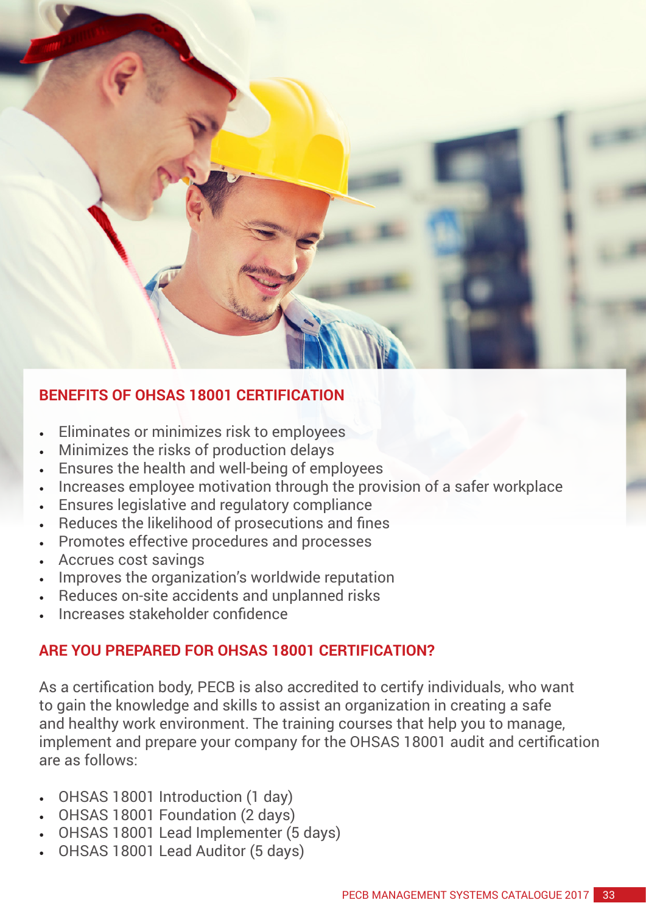## BENEFITS OF OHSAS 18001 CERTIFICATION

- Eliminates or minimizes risk to employees
- Minimizes the risks of production delays
- Ensures the health and well-being of employees
- Increases employee motivation through the provision of a safer workplace
- Ensures legislative and regulatory compliance
- Reduces the likelihood of prosecutions and fines
- Promotes effective procedures and processes
- Accrues cost savings
- Improves the organization's worldwide reputation
- Reduces on-site accidents and unplanned risks
- Increases stakeholder confidence

## ARE YOU PREPARED FOR OHSAS 18001 CERTIFICATION?

As a certification body, PECB is also accredited to certify individuals, who want to gain the knowledge and skills to assist an organization in creating a safe and healthy work environment. The training courses that help you to manage, implement and prepare your company for the OHSAS 18001 audit and certification are as follows:

- OHSAS 18001 Introduction (1 day)
- OHSAS 18001 Foundation (2 days)
- OHSAS 18001 Lead Implementer (5 days)
- OHSAS 18001 Lead Auditor (5 days)